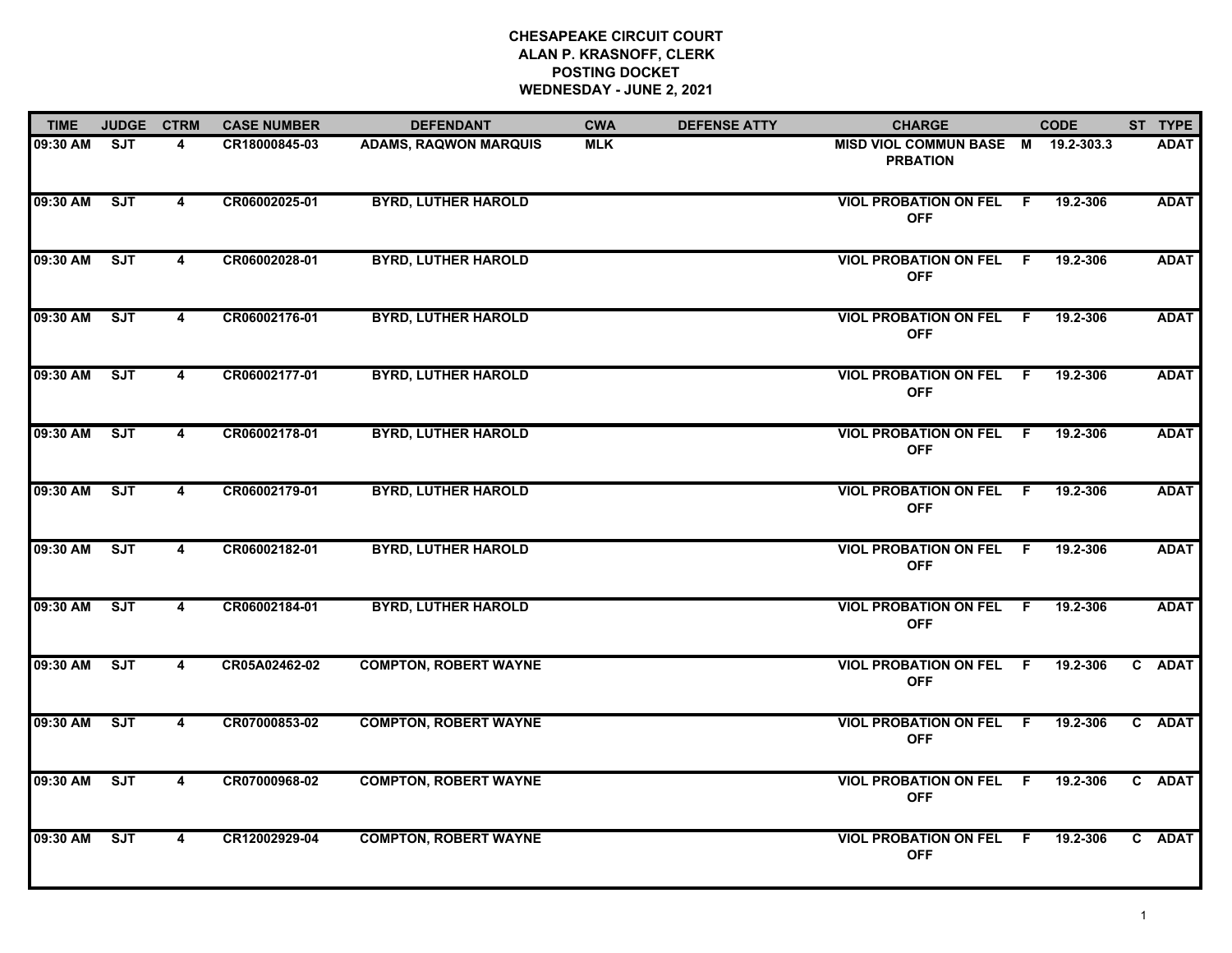**CHESAPEAKE CIRCUIT COURT**
**ALAN P. KRASNOFF, CLERK**
**POSTING DOCKET**
**WEDNESDAY - JUNE 2, 2021**

| TIME | JUDGE | CTRM | CASE NUMBER | DEFENDANT | CWA | DEFENSE ATTY | CHARGE | | CODE | ST | TYPE |
|---|---|---|---|---|---|---|---|---|---|---|---|
| 09:30 AM | SJT | 4 | CR18000845-03 | ADAMS, RAQWON MARQUIS | MLK | | MISD VIOL COMMUN BASE PRBATION | M | 19.2-303.3 | | ADAT |
| 09:30 AM | SJT | 4 | CR06002025-01 | BYRD, LUTHER HAROLD | | | VIOL PROBATION ON FEL OFF | F | 19.2-306 | | ADAT |
| 09:30 AM | SJT | 4 | CR06002028-01 | BYRD, LUTHER HAROLD | | | VIOL PROBATION ON FEL OFF | F | 19.2-306 | | ADAT |
| 09:30 AM | SJT | 4 | CR06002176-01 | BYRD, LUTHER HAROLD | | | VIOL PROBATION ON FEL OFF | F | 19.2-306 | | ADAT |
| 09:30 AM | SJT | 4 | CR06002177-01 | BYRD, LUTHER HAROLD | | | VIOL PROBATION ON FEL OFF | F | 19.2-306 | | ADAT |
| 09:30 AM | SJT | 4 | CR06002178-01 | BYRD, LUTHER HAROLD | | | VIOL PROBATION ON FEL OFF | F | 19.2-306 | | ADAT |
| 09:30 AM | SJT | 4 | CR06002179-01 | BYRD, LUTHER HAROLD | | | VIOL PROBATION ON FEL OFF | F | 19.2-306 | | ADAT |
| 09:30 AM | SJT | 4 | CR06002182-01 | BYRD, LUTHER HAROLD | | | VIOL PROBATION ON FEL OFF | F | 19.2-306 | | ADAT |
| 09:30 AM | SJT | 4 | CR06002184-01 | BYRD, LUTHER HAROLD | | | VIOL PROBATION ON FEL OFF | F | 19.2-306 | | ADAT |
| 09:30 AM | SJT | 4 | CR05A02462-02 | COMPTON, ROBERT WAYNE | | | VIOL PROBATION ON FEL OFF | F | 19.2-306 | C | ADAT |
| 09:30 AM | SJT | 4 | CR07000853-02 | COMPTON, ROBERT WAYNE | | | VIOL PROBATION ON FEL OFF | F | 19.2-306 | C | ADAT |
| 09:30 AM | SJT | 4 | CR07000968-02 | COMPTON, ROBERT WAYNE | | | VIOL PROBATION ON FEL OFF | F | 19.2-306 | C | ADAT |
| 09:30 AM | SJT | 4 | CR12002929-04 | COMPTON, ROBERT WAYNE | | | VIOL PROBATION ON FEL OFF | F | 19.2-306 | C | ADAT |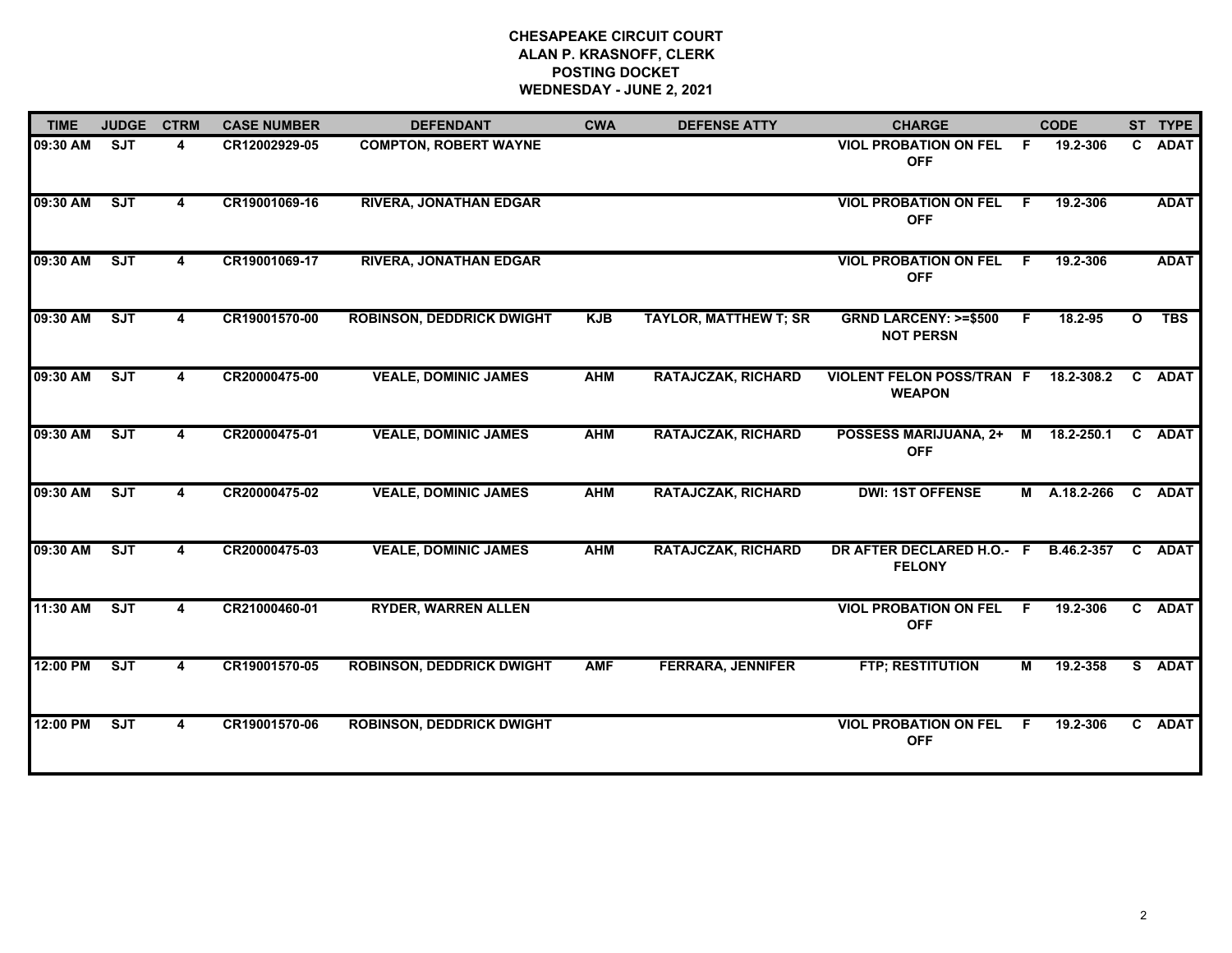# CHESAPEAKE CIRCUIT COURT
## ALAN P. KRASNOFF, CLERK
## POSTING DOCKET
## WEDNESDAY - JUNE 2, 2021

| TIME | JUDGE | CTRM | CASE NUMBER | DEFENDANT | CWA | DEFENSE ATTY | CHARGE | | CODE | ST | TYPE |
|---|---|---|---|---|---|---|---|---|---|---|---|
| 09:30 AM | SJT | 4 | CR12002929-05 | COMPTON, ROBERT WAYNE | | | VIOL PROBATION ON FEL OFF | F | 19.2-306 | C | ADAT |
| 09:30 AM | SJT | 4 | CR19001069-16 | RIVERA, JONATHAN EDGAR | | | VIOL PROBATION ON FEL OFF | F | 19.2-306 | | ADAT |
| 09:30 AM | SJT | 4 | CR19001069-17 | RIVERA, JONATHAN EDGAR | | | VIOL PROBATION ON FEL OFF | F | 19.2-306 | | ADAT |
| 09:30 AM | SJT | 4 | CR19001570-00 | ROBINSON, DEDDRICK DWIGHT | KJB | TAYLOR, MATTHEW T; SR | GRND LARCENY: >=$500 NOT PERSN | F | 18.2-95 | O | TBS |
| 09:30 AM | SJT | 4 | CR20000475-00 | VEALE, DOMINIC JAMES | AHM | RATAJCZAK, RICHARD | VIOLENT FELON POSS/TRAN WEAPON | F | 18.2-308.2 | C | ADAT |
| 09:30 AM | SJT | 4 | CR20000475-01 | VEALE, DOMINIC JAMES | AHM | RATAJCZAK, RICHARD | POSSESS MARIJUANA, 2+ OFF | M | 18.2-250.1 | C | ADAT |
| 09:30 AM | SJT | 4 | CR20000475-02 | VEALE, DOMINIC JAMES | AHM | RATAJCZAK, RICHARD | DWI: 1ST OFFENSE | M | A.18.2-266 | C | ADAT |
| 09:30 AM | SJT | 4 | CR20000475-03 | VEALE, DOMINIC JAMES | AHM | RATAJCZAK, RICHARD | DR AFTER DECLARED H.O.- FELONY | F | B.46.2-357 | C | ADAT |
| 11:30 AM | SJT | 4 | CR21000460-01 | RYDER, WARREN ALLEN | | | VIOL PROBATION ON FEL OFF | F | 19.2-306 | C | ADAT |
| 12:00 PM | SJT | 4 | CR19001570-05 | ROBINSON, DEDDRICK DWIGHT | AMF | FERRARA, JENNIFER | FTP; RESTITUTION | M | 19.2-358 | S | ADAT |
| 12:00 PM | SJT | 4 | CR19001570-06 | ROBINSON, DEDDRICK DWIGHT | | | VIOL PROBATION ON FEL OFF | F | 19.2-306 | C | ADAT |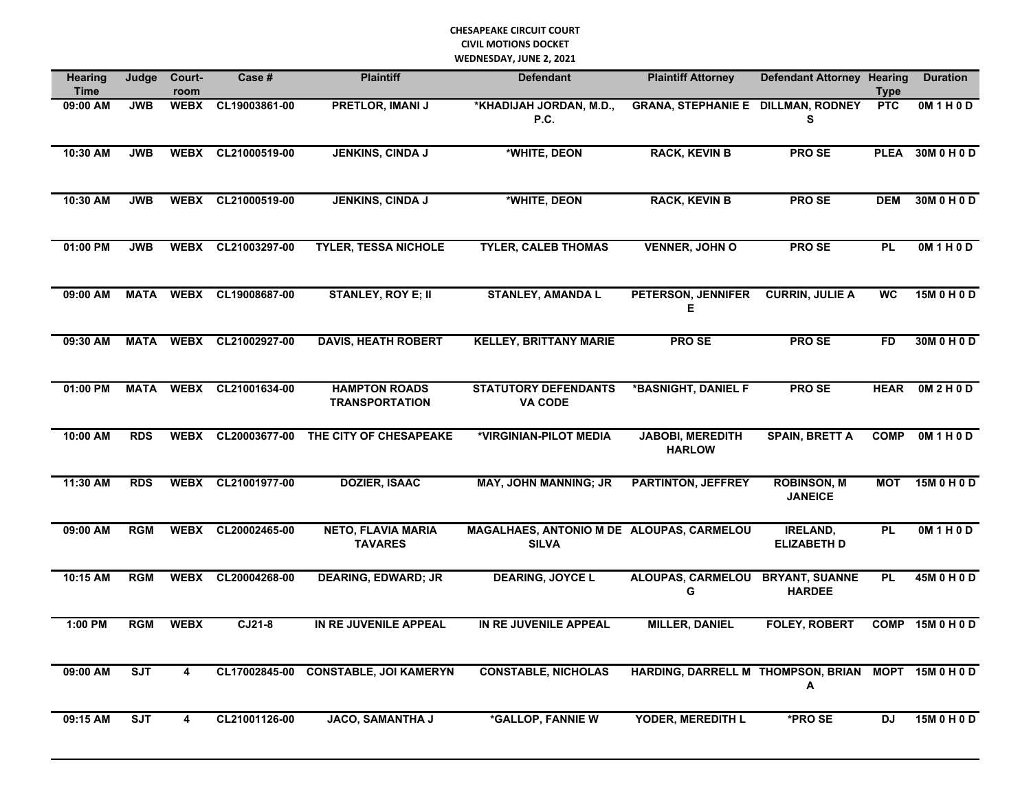**CHESAPEAKE CIRCUIT COURT**
**CIVIL MOTIONS DOCKET**
**WEDNESDAY, JUNE 2, 2021**

| Hearing Time | Judge | Court-room | Case # | Plaintiff | Defendant | Plaintiff Attorney | Defendant Attorney | Hearing Type | Duration |
|---|---|---|---|---|---|---|---|---|---|
| 09:00 AM | JWB | WEBX | CL19003861-00 | PRETLOR, IMANI J | *KHADIJAH JORDAN, M.D., P.C. | GRANA, STEPHANIE E | DILLMAN, RODNEY S | PTC | 0M 1 H 0 D |
| 10:30 AM | JWB | WEBX | CL21000519-00 | JENKINS, CINDA J | *WHITE, DEON | RACK, KEVIN B | PRO SE | PLEA | 30M 0 H 0 D |
| 10:30 AM | JWB | WEBX | CL21000519-00 | JENKINS, CINDA J | *WHITE, DEON | RACK, KEVIN B | PRO SE | DEM | 30M 0 H 0 D |
| 01:00 PM | JWB | WEBX | CL21003297-00 | TYLER, TESSA NICHOLE | TYLER, CALEB THOMAS | VENNER, JOHN O | PRO SE | PL | 0M 1 H 0 D |
| 09:00 AM | MATA | WEBX | CL19008687-00 | STANLEY, ROY E; II | STANLEY, AMANDA L | PETERSON, JENNIFER E | CURRIN, JULIE A | WC | 15M 0 H 0 D |
| 09:30 AM | MATA | WEBX | CL21002927-00 | DAVIS, HEATH ROBERT | KELLEY, BRITTANY MARIE | PRO SE | PRO SE | FD | 30M 0 H 0 D |
| 01:00 PM | MATA | WEBX | CL21001634-00 | HAMPTON ROADS TRANSPORTATION | STATUTORY DEFENDANTS VA CODE | *BASNIGHT, DANIEL F | PRO SE | HEAR | 0M 2 H 0 D |
| 10:00 AM | RDS | WEBX | CL20003677-00 | THE CITY OF CHESAPEAKE | *VIRGINIAN-PILOT MEDIA | JABOBI, MEREDITH HARLOW | SPAIN, BRETT A | COMP | 0M 1 H 0 D |
| 11:30 AM | RDS | WEBX | CL21001977-00 | DOZIER, ISAAC | MAY, JOHN MANNING; JR | PARTINTON, JEFFREY | ROBINSON, M JANEICE | MOT | 15M 0 H 0 D |
| 09:00 AM | RGM | WEBX | CL20002465-00 | NETO, FLAVIA MARIA TAVARES | MAGALHAES, ANTONIO M DE SILVA | ALOUPAS, CARMELOU | IRELAND, ELIZABETH D | PL | 0M 1 H 0 D |
| 10:15 AM | RGM | WEBX | CL20004268-00 | DEARING, EDWARD; JR | DEARING, JOYCE L | ALOUPAS, CARMELOU G | BRYANT, SUANNE HARDEE | PL | 45M 0 H 0 D |
| 1:00 PM | RGM | WEBX | CJ21-8 | IN RE JUVENILE APPEAL | IN RE JUVENILE APPEAL | MILLER, DANIEL | FOLEY, ROBERT | COMP | 15M 0 H 0 D |
| 09:00 AM | SJT | 4 | CL17002845-00 | CONSTABLE, JOI KAMERYN | CONSTABLE, NICHOLAS | HARDING, DARRELL M | THOMPSON, BRIAN A | MOPT | 15M 0 H 0 D |
| 09:15 AM | SJT | 4 | CL21001126-00 | JACO, SAMANTHA J | *GALLOP, FANNIE W | YODER, MEREDITH L | *PRO SE | DJ | 15M 0 H 0 D |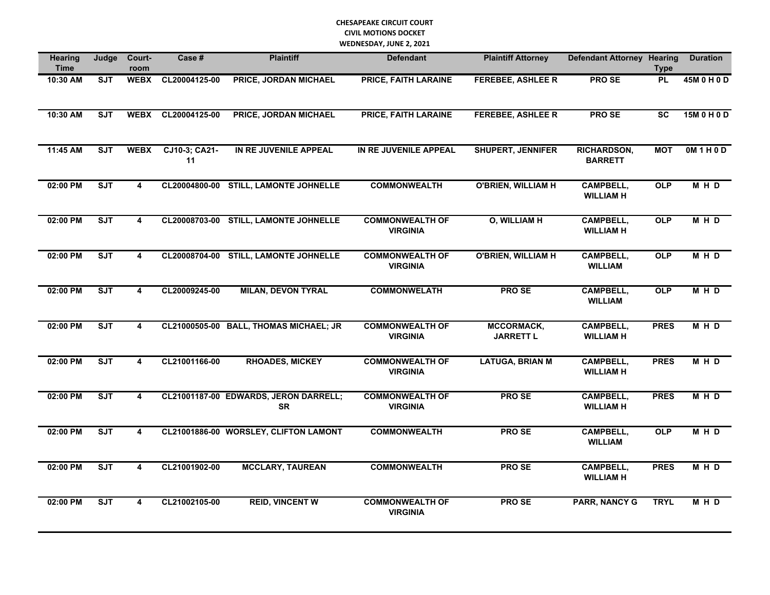**CHESAPEAKE CIRCUIT COURT**
**CIVIL MOTIONS DOCKET**
**WEDNESDAY, JUNE 2, 2021**

| Hearing Time | Judge | Court-room | Case # | Plaintiff | Defendant | Plaintiff Attorney | Defendant Attorney | Hearing Type | Duration |
|---|---|---|---|---|---|---|---|---|---|
| 10:30 AM | SJT | WEBX | CL20004125-00 | PRICE, JORDAN MICHAEL | PRICE, FAITH LARAINE | FEREBEE, ASHLEE R | PRO SE | PL | 45M 0 H 0 D |
| 10:30 AM | SJT | WEBX | CL20004125-00 | PRICE, JORDAN MICHAEL | PRICE, FAITH LARAINE | FEREBEE, ASHLEE R | PRO SE | SC | 15M 0 H 0 D |
| 11:45 AM | SJT | WEBX | CJ10-3; CA21-11 | IN RE JUVENILE APPEAL | IN RE JUVENILE APPEAL | SHUPERT, JENNIFER | RICHARDSON, BARRETT | MOT | 0M 1 H 0 D |
| 02:00 PM | SJT | 4 | CL20004800-00 | STILL, LAMONTE JOHNELLE | COMMONWEALTH | O'BRIEN, WILLIAM H | CAMPBELL, WILLIAM H | OLP | M H D |
| 02:00 PM | SJT | 4 | CL20008703-00 | STILL, LAMONTE JOHNELLE | COMMONWEALTH OF VIRGINIA | O, WILLIAM H | CAMPBELL, WILLIAM H | OLP | M H D |
| 02:00 PM | SJT | 4 | CL20008704-00 | STILL, LAMONTE JOHNELLE | COMMONWEALTH OF VIRGINIA | O'BRIEN, WILLIAM H | CAMPBELL, WILLIAM | OLP | M H D |
| 02:00 PM | SJT | 4 | CL20009245-00 | MILAN, DEVON TYRAL | COMMONWELATH | PRO SE | CAMPBELL, WILLIAM | OLP | M H D |
| 02:00 PM | SJT | 4 | CL21000505-00 | BALL, THOMAS MICHAEL; JR | COMMONWEALTH OF VIRGINIA | MCCORMACK, JARRETT L | CAMPBELL, WILLIAM H | PRES | M H D |
| 02:00 PM | SJT | 4 | CL21001166-00 | RHOADES, MICKEY | COMMONWEALTH OF VIRGINIA | LATUGA, BRIAN M | CAMPBELL, WILLIAM H | PRES | M H D |
| 02:00 PM | SJT | 4 | CL21001187-00 | EDWARDS, JERON DARRELL; SR | COMMONWEALTH OF VIRGINIA | PRO SE | CAMPBELL, WILLIAM H | PRES | M H D |
| 02:00 PM | SJT | 4 | CL21001886-00 | WORSLEY, CLIFTON LAMONT | COMMONWEALTH | PRO SE | CAMPBELL, WILLIAM | OLP | M H D |
| 02:00 PM | SJT | 4 | CL21001902-00 | MCCLARY, TAUREAN | COMMONWEALTH | PRO SE | CAMPBELL, WILLIAM H | PRES | M H D |
| 02:00 PM | SJT | 4 | CL21002105-00 | REID, VINCENT W | COMMONWEALTH OF VIRGINIA | PRO SE | PARR, NANCY G | TRYL | M H D |